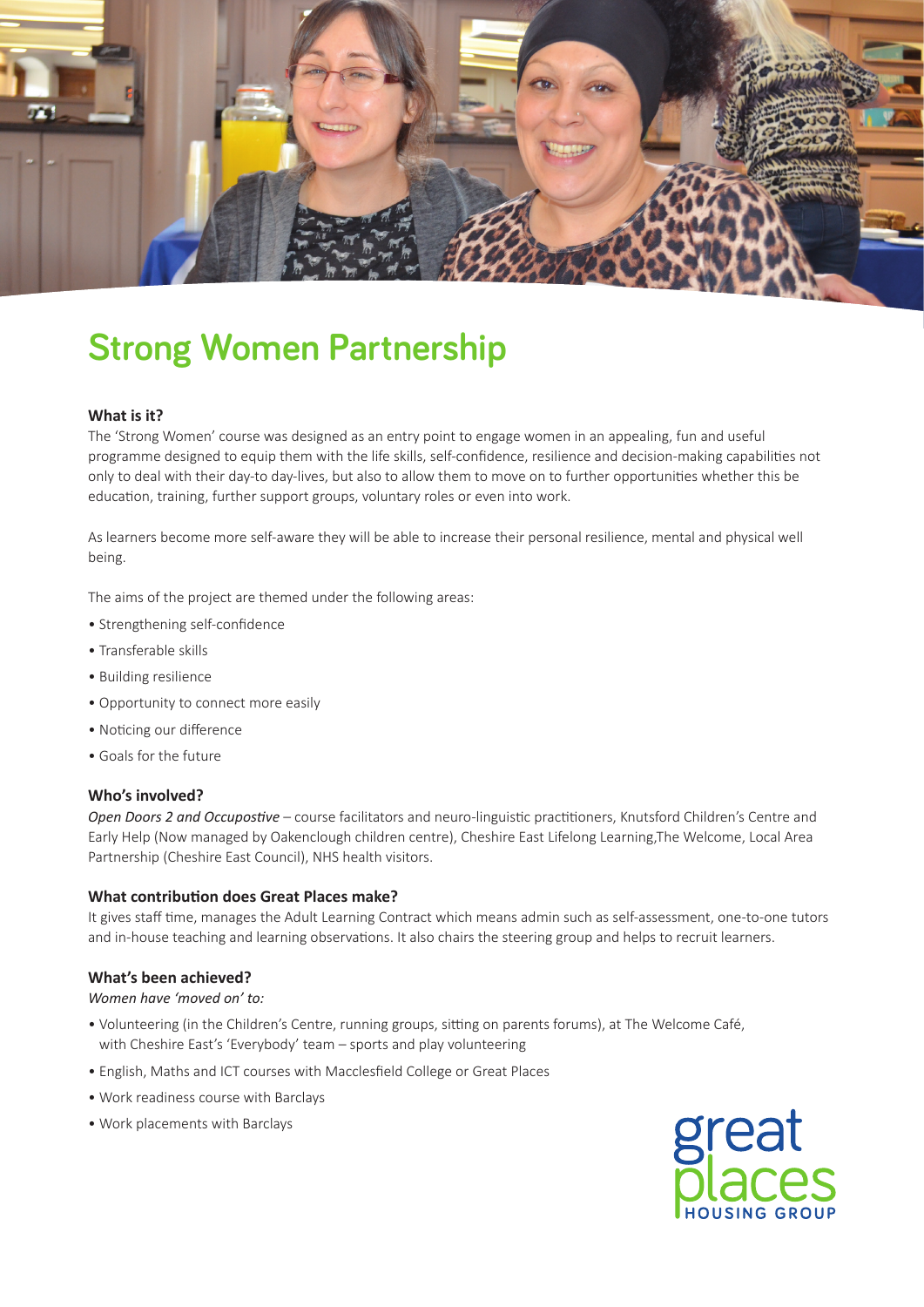# Strong Women Partnership

### What is it?

The 'Strong Women' course was designed as an entry point to engage women in an appealing, fun and useful programme designed to equip them with the life skills, self-confidence, resilience and decision-making capabilities not only to deal with their day-to day-lives, but also to allow them to move on to further opportunities whether this be education, training, further support groups, voluntary roles or even into work.

As learners become more self-aware they will be able to increase their personal resilience, mental and physical well being.

The aims of the project are themed under the following areas:

- Strengthening self-confidence
- Transferable skills
- Building resilience
- Opportunity to connect more easily
- Noticing our difference
- Goals for the future

### Who's involved?

*Open Doors 2 and Occupostive* – course facilitators and neuro-linguistic practitioners, Knutsford Children's Centre and Early Help (Now managed by Oakenclough children centre), Cheshire East Lifelong Learning,The Welcome, Local Area Partnership (Cheshire East Council), NHS health visitors.

### What contribution does Great Places make?

It gives staff time, manages the Adult Learning Contract which means admin such as self-assessment, one-to-one tutors and in-house teaching and learning observations. It also chairs the steering group and helps to recruit learners.

### What's been achieved?

*Women have 'moved on' to:*

- Volunteering (in the Children's Centre, running groups, sitting on parents forums), at The Welcome Café, with Cheshire East's 'Everybody' team – sports and play volunteering
- English, Maths and ICT courses with Macclesfield College or Great Places
- Work readiness course with Barclays
- Work placements with Barclays

great places HOUSING GROUP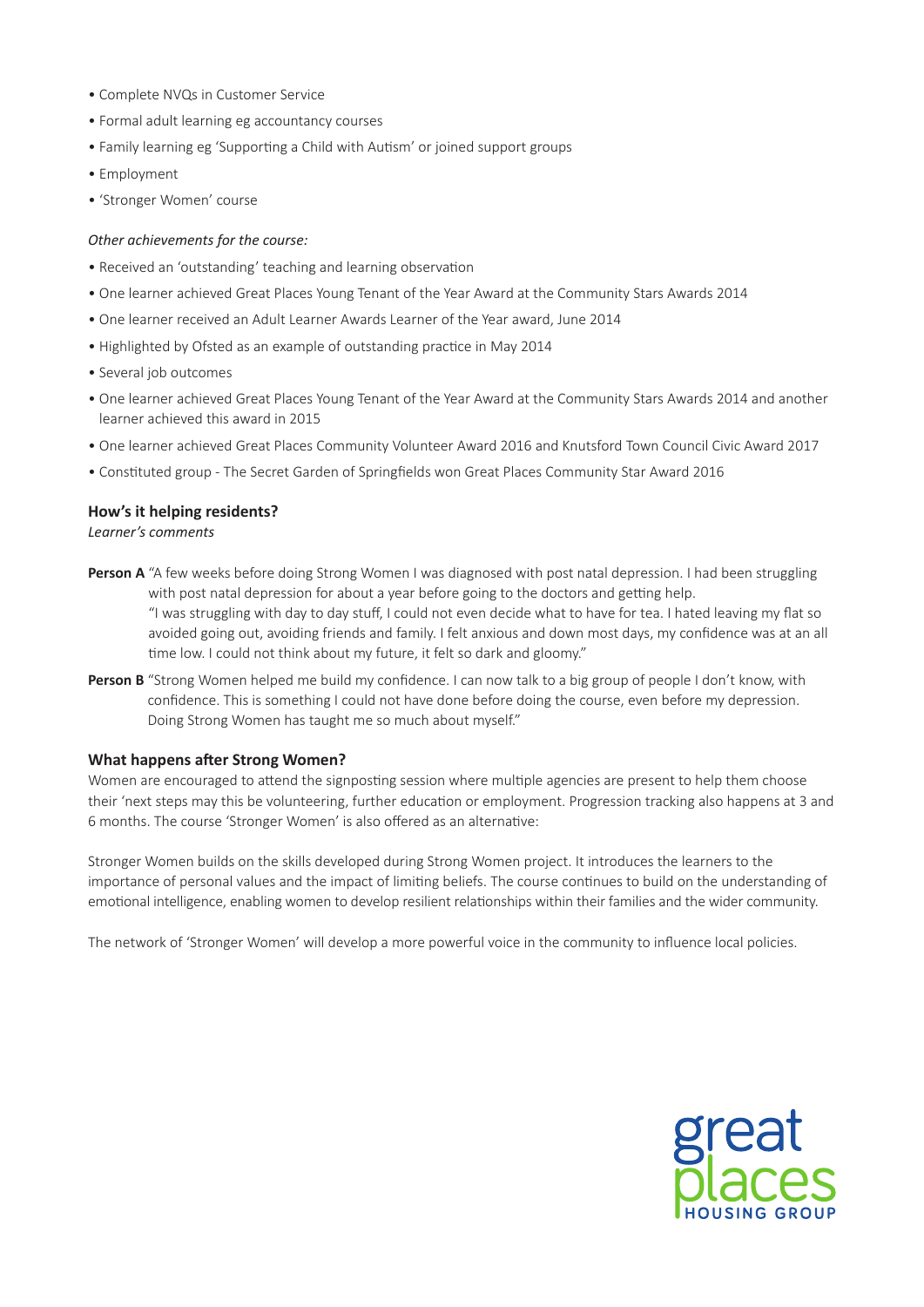- Complete NVQs in Customer Service
- Formal adult learning eg accountancy courses
- Family learning eg 'Supporting a Child with Autism' or joined support groups
- Employment
- 'Stronger Women' course

*Other achievements for the course:*

- Received an 'outstanding' teaching and learning observation
- One learner achieved Great Places Young Tenant of the Year Award at the Community Stars Awards 2014
- One learner received an Adult Learner Awards Learner of the Year award, June 2014
- Highlighted by Ofsted as an example of outstanding practice in May 2014
- Several job outcomes
- One learner achieved Great Places Young Tenant of the Year Award at the Community Stars Awards 2014 and another learner achieved this award in 2015
- One learner achieved Great Places Community Volunteer Award 2016 and Knutsford Town Council Civic Award 2017
- Constituted group - The Secret Garden of Springfields won Great Places Community Star Award 2016

### How's it helping residents?

*Learner's comments*

**Person A** "A few weeks before doing Strong Women I was diagnosed with post natal depression. I had been struggling with post natal depression for about a year before going to the doctors and getting help.
"I was struggling with day to day stuff, I could not even decide what to have for tea. I hated leaving my flat so avoided going out, avoiding friends and family. I felt anxious and down most days, my confidence was at an all time low. I could not think about my future, it felt so dark and gloomy."

**Person B** "Strong Women helped me build my confidence. I can now talk to a big group of people I don't know, with confidence. This is something I could not have done before doing the course, even before my depression. Doing Strong Women has taught me so much about myself."

### What happens after Strong Women?

Women are encouraged to attend the signposting session where multiple agencies are present to help them choose their 'next steps may this be volunteering, further education or employment. Progression tracking also happens at 3 and 6 months. The course 'Stronger Women' is also offered as an alternative:

Stronger Women builds on the skills developed during Strong Women project. It introduces the learners to the importance of personal values and the impact of limiting beliefs. The course continues to build on the understanding of emotional intelligence, enabling women to develop resilient relationships within their families and the wider community.

The network of 'Stronger Women' will develop a more powerful voice in the community to influence local policies.

great places HOUSING GROUP